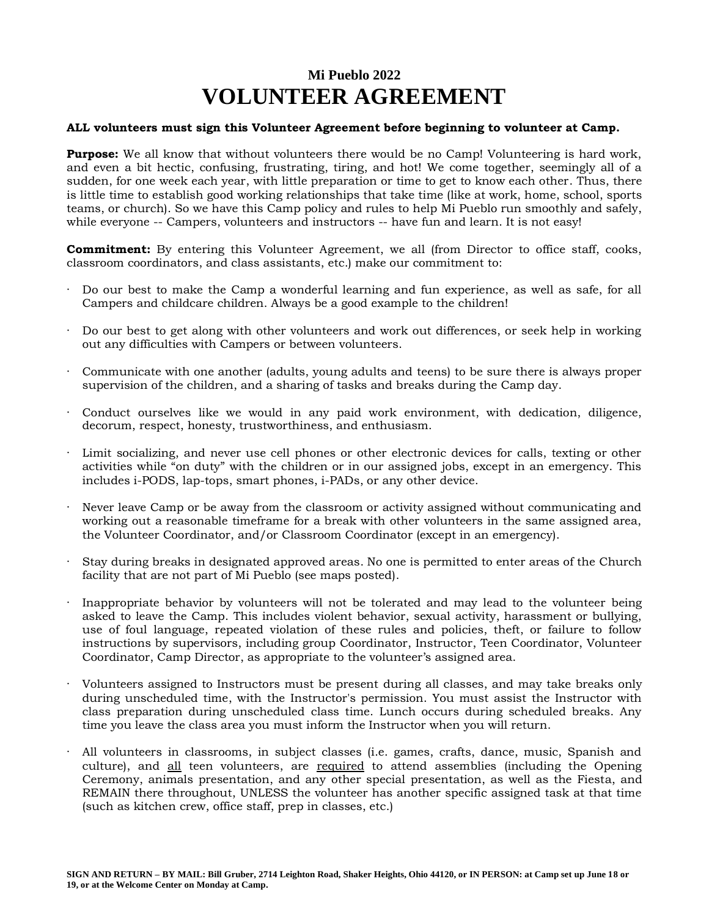## Mi Pueblo 2022

# VOLUNTEER AGREEMENT

**ALL volunteers must sign this Volunteer Agreement before beginning to volunteer at Camp.**

**Purpose:** We all know that without volunteers there would be no Camp! Volunteering is hard work, and even a bit hectic, confusing, frustrating, tiring, and hot! We come together, seemingly all of a sudden, for one week each year, with little preparation or time to get to know each other. Thus, there is little time to establish good working relationships that take time (like at work, home, school, sports teams, or church). So we have this Camp policy and rules to help Mi Pueblo run smoothly and safely, while everyone -- Campers, volunteers and instructors -- have fun and learn. It is not easy!

**Commitment:** By entering this Volunteer Agreement, we all (from Director to office staff, cooks, classroom coordinators, and class assistants, etc.) make our commitment to:

- Do our best to make the Camp a wonderful learning and fun experience, as well as safe, for all Campers and childcare children. Always be a good example to the children!
- Do our best to get along with other volunteers and work out differences, or seek help in working out any difficulties with Campers or between volunteers.
- Communicate with one another (adults, young adults and teens) to be sure there is always proper supervision of the children, and a sharing of tasks and breaks during the Camp day.
- Conduct ourselves like we would in any paid work environment, with dedication, diligence, decorum, respect, honesty, trustworthiness, and enthusiasm.
- Limit socializing, and never use cell phones or other electronic devices for calls, texting or other activities while "on duty" with the children or in our assigned jobs, except in an emergency. This includes i-PODS, lap-tops, smart phones, i-PADs, or any other device.
- Never leave Camp or be away from the classroom or activity assigned without communicating and working out a reasonable timeframe for a break with other volunteers in the same assigned area, the Volunteer Coordinator, and/or Classroom Coordinator (except in an emergency).
- Stay during breaks in designated approved areas. No one is permitted to enter areas of the Church facility that are not part of Mi Pueblo (see maps posted).
- Inappropriate behavior by volunteers will not be tolerated and may lead to the volunteer being asked to leave the Camp. This includes violent behavior, sexual activity, harassment or bullying, use of foul language, repeated violation of these rules and policies, theft, or failure to follow instructions by supervisors, including group Coordinator, Instructor, Teen Coordinator, Volunteer Coordinator, Camp Director, as appropriate to the volunteer's assigned area.
- Volunteers assigned to Instructors must be present during all classes, and may take breaks only during unscheduled time, with the Instructor's permission. You must assist the Instructor with class preparation during unscheduled class time. Lunch occurs during scheduled breaks. Any time you leave the class area you must inform the Instructor when you will return.
- All volunteers in classrooms, in subject classes (i.e. games, crafts, dance, music, Spanish and culture), and <u>all</u> teen volunteers, are <u>required</u> to attend assemblies (including the Opening Ceremony, animals presentation, and any other special presentation, as well as the Fiesta, and REMAIN there throughout, UNLESS the volunteer has another specific assigned task at that time (such as kitchen crew, office staff, prep in classes, etc.)

**SIGN AND RETURN – BY MAIL: Bill Gruber, 2714 Leighton Road, Shaker Heights, Ohio 44120, or IN PERSON: at Camp set up June 18 or 19, or at the Welcome Center on Monday at Camp.**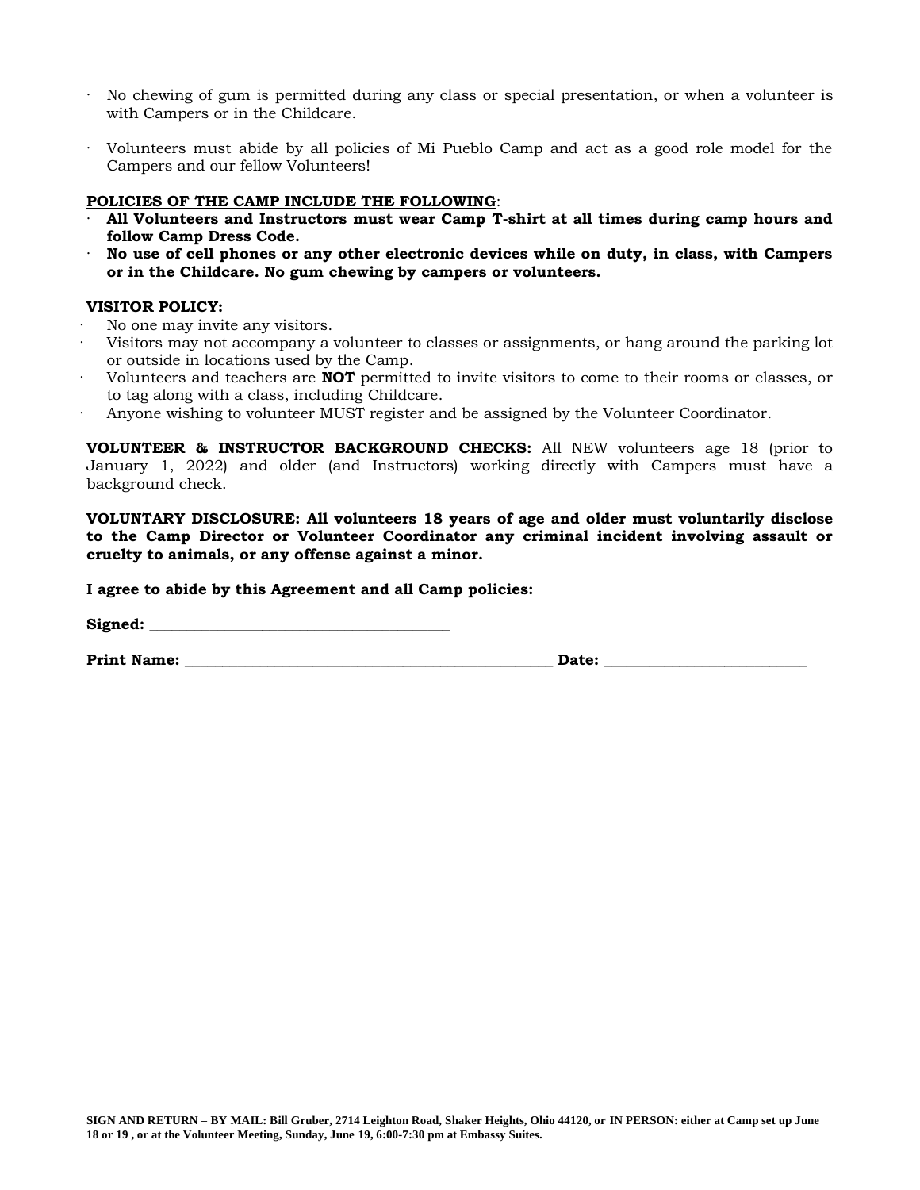- No chewing of gum is permitted during any class or special presentation, or when a volunteer is with Campers or in the Childcare.
- Volunteers must abide by all policies of Mi Pueblo Camp and act as a good role model for the Campers and our fellow Volunteers!

**<u>POLICIES OF THE CAMP INCLUDE THE FOLLOWING</u>**:

- **All Volunteers and Instructors must wear Camp T-shirt at all times during camp hours and follow Camp Dress Code.**
- **No use of cell phones or any other electronic devices while on duty, in class, with Campers or in the Childcare. No gum chewing by campers or volunteers.**

**VISITOR POLICY:**

- No one may invite any visitors.
- Visitors may not accompany a volunteer to classes or assignments, or hang around the parking lot or outside in locations used by the Camp.
- Volunteers and teachers are **NOT** permitted to invite visitors to come to their rooms or classes, or to tag along with a class, including Childcare.
- Anyone wishing to volunteer MUST register and be assigned by the Volunteer Coordinator.

**VOLUNTEER & INSTRUCTOR BACKGROUND CHECKS:** All NEW volunteers age 18 (prior to January 1, 2022) and older (and Instructors) working directly with Campers must have a background check.

**VOLUNTARY DISCLOSURE: All volunteers 18 years of age and older must voluntarily disclose to the Camp Director or Volunteer Coordinator any criminal incident involving assault or cruelty to animals, or any offense against a minor.**

**I agree to abide by this Agreement and all Camp policies:**

**Signed:** ________________________________________

**Print Name:** __________________________________________________ **Date:** ___________________________

**SIGN AND RETURN – BY MAIL: Bill Gruber, 2714 Leighton Road, Shaker Heights, Ohio 44120, or IN PERSON: either at Camp set up June 18 or 19 , or at the Volunteer Meeting, Sunday, June 19, 6:00-7:30 pm at Embassy Suites.**